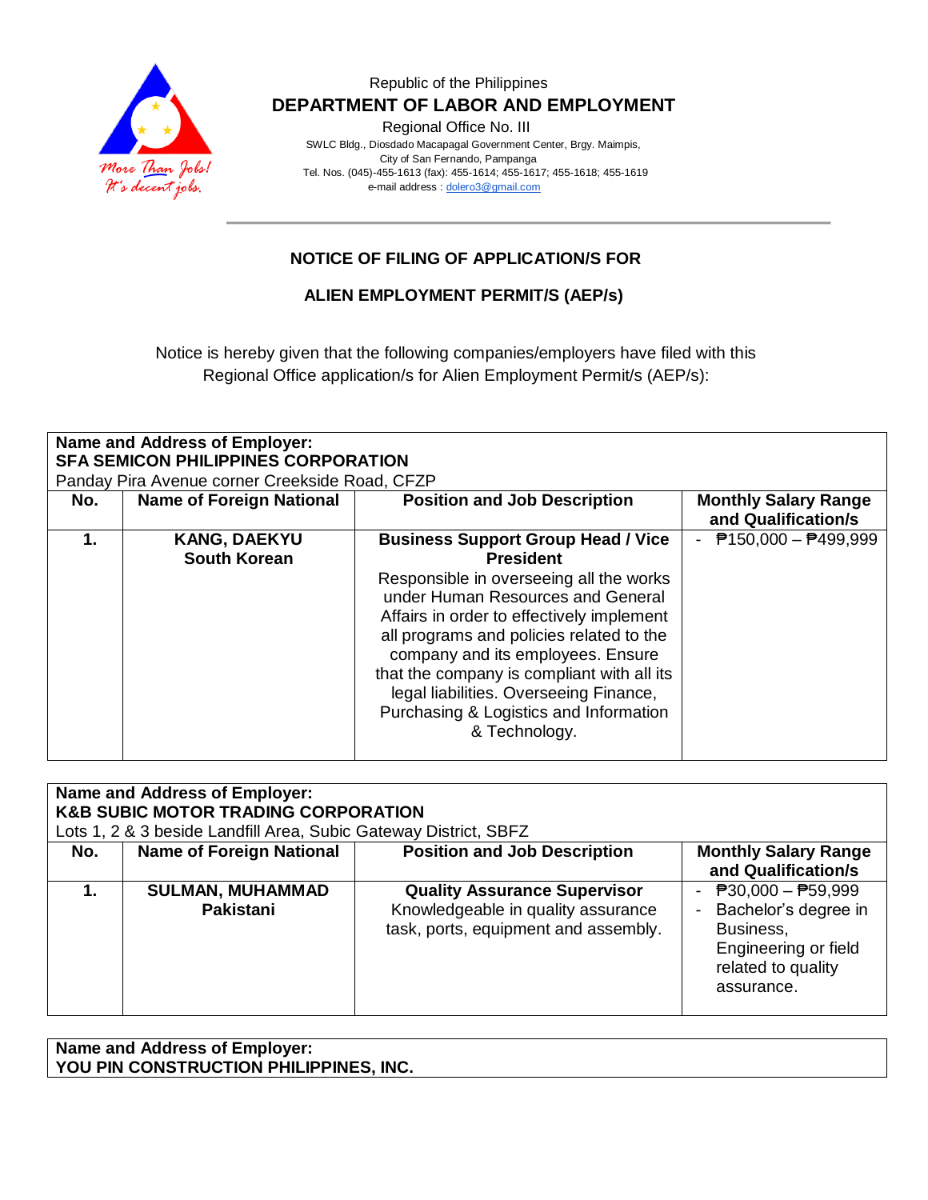Republic of the Philippines

**DEPARTMENT OF LABOR AND EMPLOYMENT**

Regional Office No. III

SWLC Bldg., Diosdado Macapagal Government Center, Brgy. Maimpis, City of San Fernando, Pampanga

Tel. Nos. (045)-455-1613 (fax): 455-1614; 455-1617; 455-1618; 455-1619

e-mail address : dolero3@gmail.com

More Than Jobs! It's decent jobs.

## NOTICE OF FILING OF APPLICATION/S FOR

## ALIEN EMPLOYMENT PERMIT/S (AEP/s)

Notice is hereby given that the following companies/employers have filed with this Regional Office application/s for Alien Employment Permit/s (AEP/s):

**Name and Address of Employer:**
**SFA SEMICON PHILIPPINES CORPORATION**
Panday Pira Avenue corner Creekside Road, CFZP

| No. | Name of Foreign National | Position and Job Description | Monthly Salary Range and Qualification/s |
|---|---|---|---|
| **1.** | **KANG, DAEKYU** **South Korean** | **Business Support Group Head / Vice President** Responsible in overseeing all the works under Human Resources and General Affairs in order to effectively implement all programs and policies related to the company and its employees. Ensure that the company is compliant with all its legal liabilities. Overseeing Finance, Purchasing & Logistics and Information & Technology. | - ₱150,000 – ₱499,999 |

**Name and Address of Employer:**
**K&B SUBIC MOTOR TRADING CORPORATION**
Lots 1, 2 & 3 beside Landfill Area, Subic Gateway District, SBFZ

| No. | Name of Foreign National | Position and Job Description | Monthly Salary Range and Qualification/s |
|---|---|---|---|
| **1.** | **SULMAN, MUHAMMAD** **Pakistani** | **Quality Assurance Supervisor** Knowledgeable in quality assurance task, ports, equipment and assembly. | - ₱30,000 – ₱59,999 - Bachelor's degree in Business, Engineering or field related to quality assurance. |

**Name and Address of Employer:**
**YOU PIN CONSTRUCTION PHILIPPINES, INC.**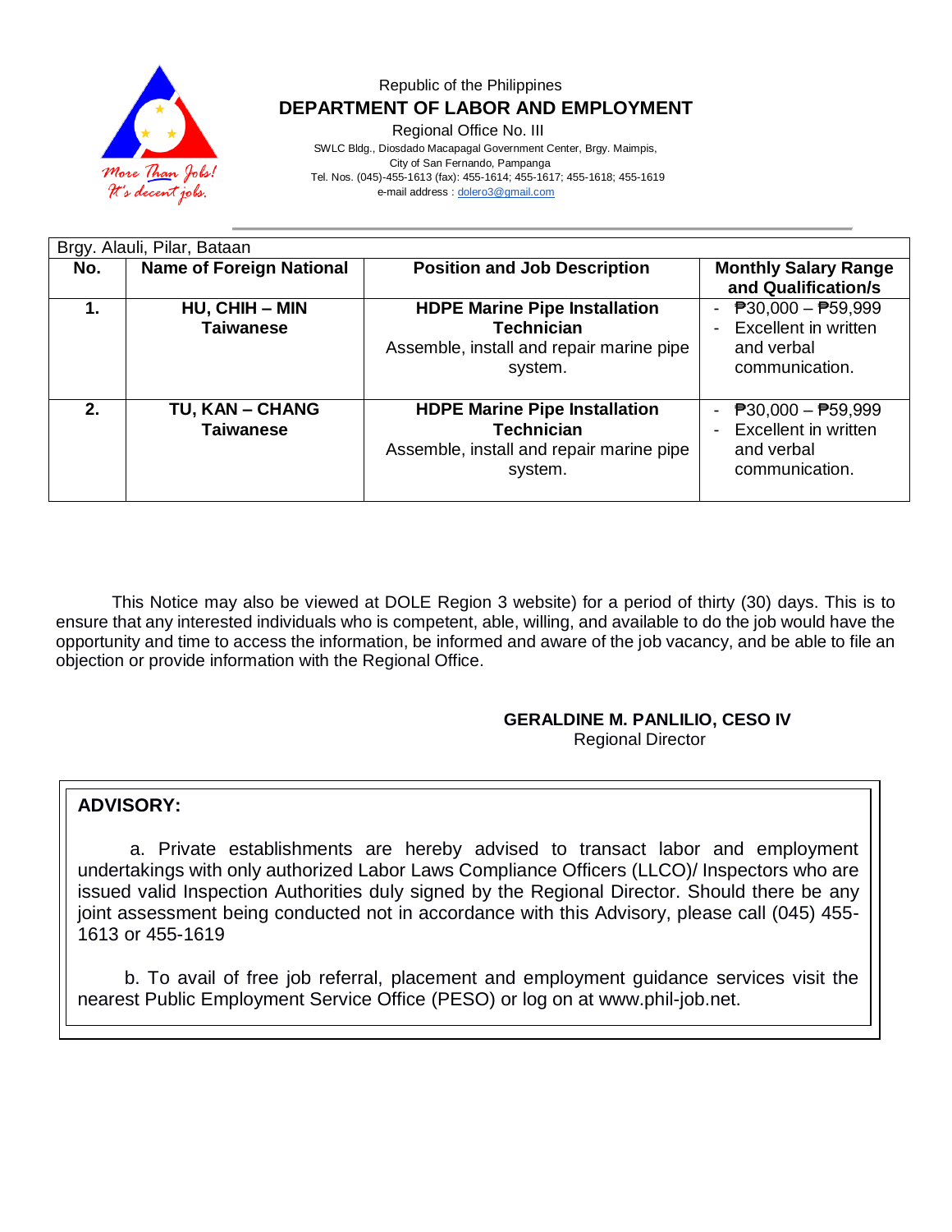Republic of the Philippines

**DEPARTMENT OF LABOR AND EMPLOYMENT**

Regional Office No. III

SWLC Bldg., Diosdado Macapagal Government Center, Brgy. Maimpis,
City of San Fernando, Pampanga
Tel. Nos. (045)-455-1613 (fax): 455-1614; 455-1617; 455-1618; 455-1619
e-mail address : dolero3@gmail.com

Brgy. Alauli, Pilar, Bataan

| No. | Name of Foreign National | Position and Job Description | Monthly Salary Range and Qualification/s |
|---|---|---|---|
| **1.** | **HU, CHIH – MIN** **Taiwanese** | **HDPE Marine Pipe Installation Technician** Assemble, install and repair marine pipe system. | - ₱30,000 – ₱59,999 - Excellent in written and verbal communication. |
| **2.** | **TU, KAN – CHANG** **Taiwanese** | **HDPE Marine Pipe Installation Technician** Assemble, install and repair marine pipe system. | - ₱30,000 – ₱59,999 - Excellent in written and verbal communication. |

This Notice may also be viewed at DOLE Region 3 website) for a period of thirty (30) days. This is to ensure that any interested individuals who is competent, able, willing, and available to do the job would have the opportunity and time to access the information, be informed and aware of the job vacancy, and be able to file an objection or provide information with the Regional Office.

**GERALDINE M. PANLILIO, CESO IV**
Regional Director

**ADVISORY:**

a. Private establishments are hereby advised to transact labor and employment undertakings with only authorized Labor Laws Compliance Officers (LLCO)/ Inspectors who are issued valid Inspection Authorities duly signed by the Regional Director. Should there be any joint assessment being conducted not in accordance with this Advisory, please call (045) 455-1613 or 455-1619

b. To avail of free job referral, placement and employment guidance services visit the nearest Public Employment Service Office (PESO) or log on at www.phil-job.net.